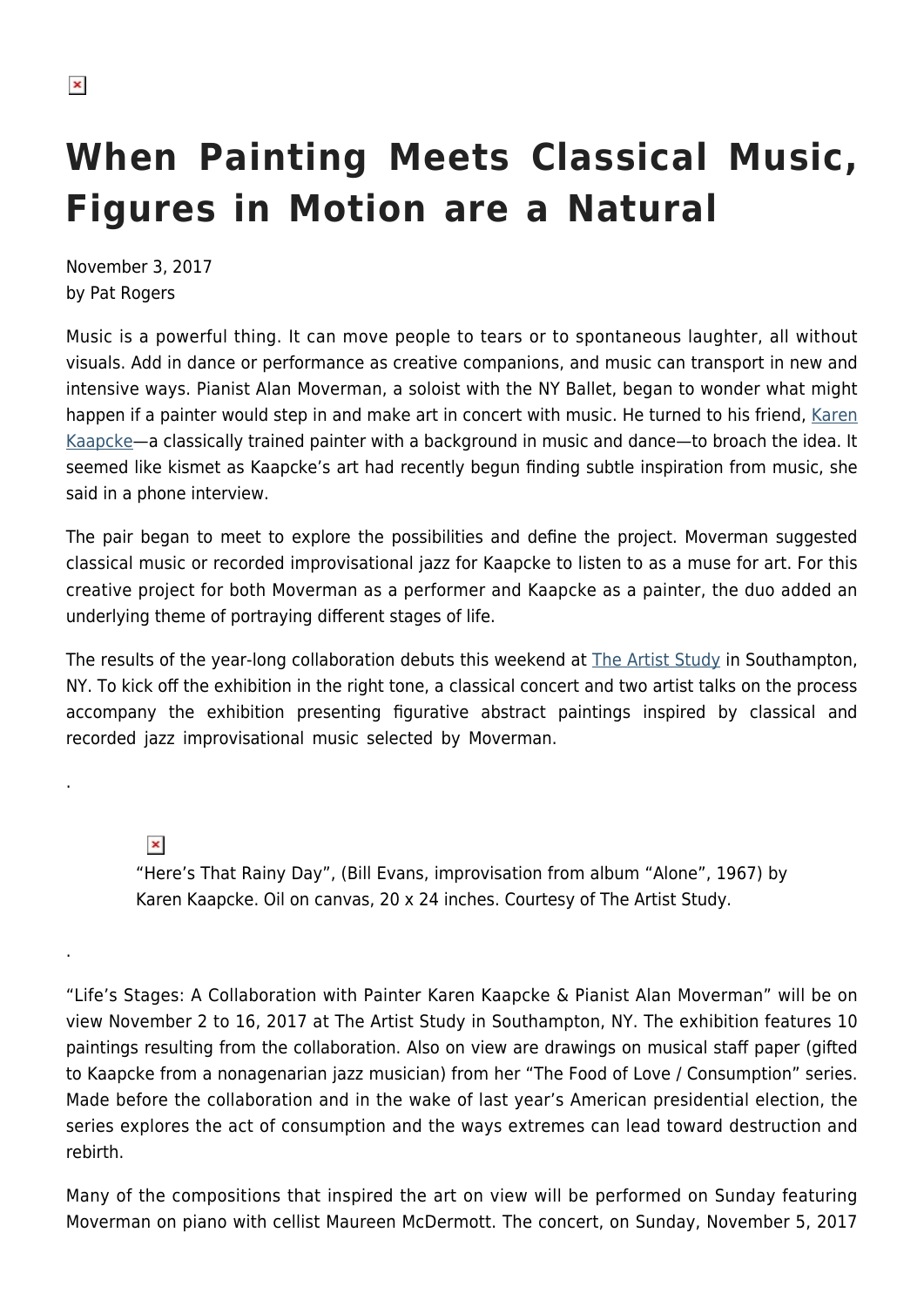# When Painting Meets Classical Music, Figures in Motion are a Natural

November 3, 2017
by Pat Rogers

Music is a powerful thing. It can move people to tears or to spontaneous laughter, all without visuals. Add in dance or performance as creative companions, and music can transport in new and intensive ways. Pianist Alan Moverman, a soloist with the NY Ballet, began to wonder what might happen if a painter would step in and make art in concert with music. He turned to his friend, Karen Kaapcke—a classically trained painter with a background in music and dance—to broach the idea. It seemed like kismet as Kaapcke's art had recently begun finding subtle inspiration from music, she said in a phone interview.

The pair began to meet to explore the possibilities and define the project. Moverman suggested classical music or recorded improvisational jazz for Kaapcke to listen to as a muse for art. For this creative project for both Moverman as a performer and Kaapcke as a painter, the duo added an underlying theme of portraying different stages of life.

The results of the year-long collaboration debuts this weekend at The Artist Study in Southampton, NY. To kick off the exhibition in the right tone, a classical concert and two artist talks on the process accompany the exhibition presenting figurative abstract paintings inspired by classical and recorded jazz improvisational music selected by Moverman.

.

"Here's That Rainy Day", (Bill Evans, improvisation from album "Alone", 1967) by Karen Kaapcke. Oil on canvas, 20 x 24 inches. Courtesy of The Artist Study.

.

"Life's Stages: A Collaboration with Painter Karen Kaapcke & Pianist Alan Moverman" will be on view November 2 to 16, 2017 at The Artist Study in Southampton, NY. The exhibition features 10 paintings resulting from the collaboration. Also on view are drawings on musical staff paper (gifted to Kaapcke from a nonagenarian jazz musician) from her "The Food of Love / Consumption" series. Made before the collaboration and in the wake of last year's American presidential election, the series explores the act of consumption and the ways extremes can lead toward destruction and rebirth.

Many of the compositions that inspired the art on view will be performed on Sunday featuring Moverman on piano with cellist Maureen McDermott. The concert, on Sunday, November 5, 2017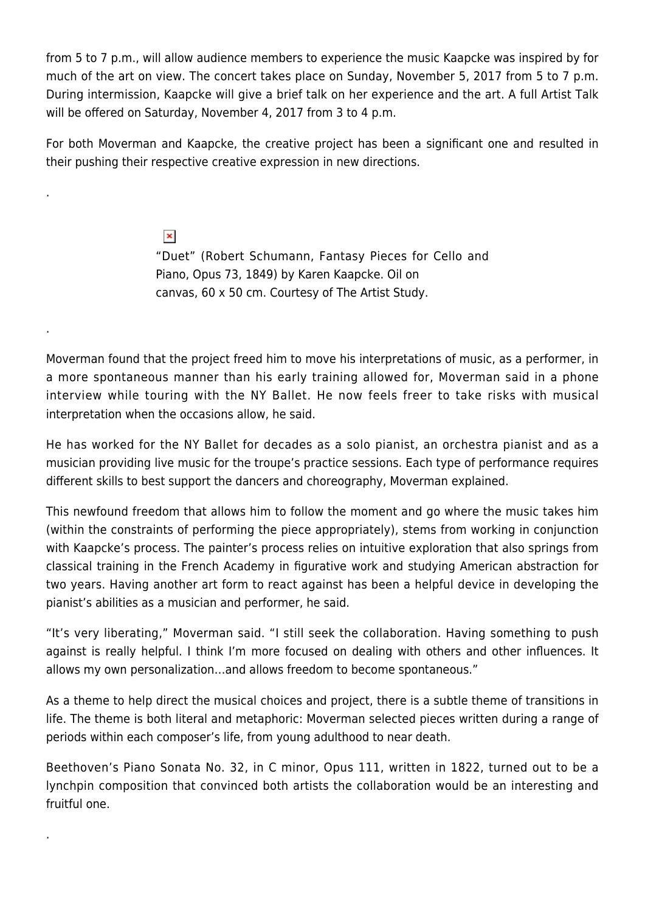from 5 to 7 p.m., will allow audience members to experience the music Kaapcke was inspired by for much of the art on view. The concert takes place on Sunday, November 5, 2017 from 5 to 7 p.m. During intermission, Kaapcke will give a brief talk on her experience and the art. A full Artist Talk will be offered on Saturday, November 4, 2017 from 3 to 4 p.m.

For both Moverman and Kaapcke, the creative project has been a significant one and resulted in their pushing their respective creative expression in new directions.

.

"Duet" (Robert Schumann, Fantasy Pieces for Cello and Piano, Opus 73, 1849) by Karen Kaapcke. Oil on canvas, 60 x 50 cm. Courtesy of The Artist Study.

.

Moverman found that the project freed him to move his interpretations of music, as a performer, in a more spontaneous manner than his early training allowed for, Moverman said in a phone interview while touring with the NY Ballet. He now feels freer to take risks with musical interpretation when the occasions allow, he said.

He has worked for the NY Ballet for decades as a solo pianist, an orchestra pianist and as a musician providing live music for the troupe's practice sessions. Each type of performance requires different skills to best support the dancers and choreography, Moverman explained.

This newfound freedom that allows him to follow the moment and go where the music takes him (within the constraints of performing the piece appropriately), stems from working in conjunction with Kaapcke's process. The painter's process relies on intuitive exploration that also springs from classical training in the French Academy in figurative work and studying American abstraction for two years. Having another art form to react against has been a helpful device in developing the pianist's abilities as a musician and performer, he said.

"It's very liberating," Moverman said. "I still seek the collaboration. Having something to push against is really helpful. I think I'm more focused on dealing with others and other influences. It allows my own personalization…and allows freedom to become spontaneous."

As a theme to help direct the musical choices and project, there is a subtle theme of transitions in life. The theme is both literal and metaphoric: Moverman selected pieces written during a range of periods within each composer's life, from young adulthood to near death.

Beethoven's Piano Sonata No. 32, in C minor, Opus 111, written in 1822, turned out to be a lynchpin composition that convinced both artists the collaboration would be an interesting and fruitful one.

.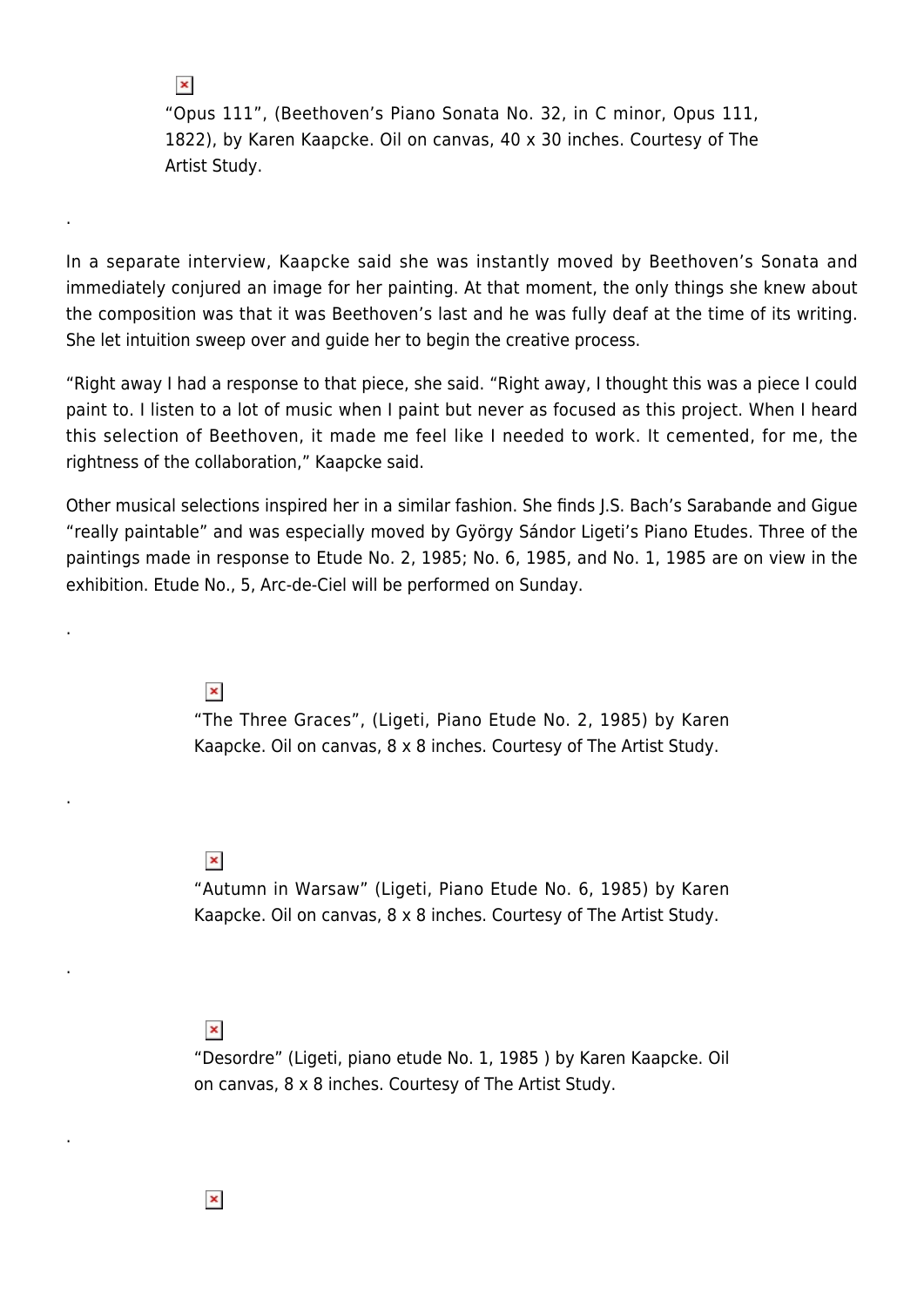"Opus 111", (Beethoven's Piano Sonata No. 32, in C minor, Opus 111, 1822), by Karen Kaapcke. Oil on canvas, 40 x 30 inches. Courtesy of The Artist Study.

.

In a separate interview, Kaapcke said she was instantly moved by Beethoven's Sonata and immediately conjured an image for her painting. At that moment, the only things she knew about the composition was that it was Beethoven's last and he was fully deaf at the time of its writing. She let intuition sweep over and guide her to begin the creative process.

"Right away I had a response to that piece, she said. "Right away, I thought this was a piece I could paint to. I listen to a lot of music when I paint but never as focused as this project. When I heard this selection of Beethoven, it made me feel like I needed to work. It cemented, for me, the rightness of the collaboration," Kaapcke said.

Other musical selections inspired her in a similar fashion. She finds J.S. Bach's Sarabande and Gigue "really paintable" and was especially moved by György Sándor Ligeti's Piano Etudes. Three of the paintings made in response to Etude No. 2, 1985; No. 6, 1985, and No. 1, 1985 are on view in the exhibition. Etude No., 5, Arc-de-Ciel will be performed on Sunday.

.

"The Three Graces", (Ligeti, Piano Etude No. 2, 1985) by Karen Kaapcke. Oil on canvas, 8 x 8 inches. Courtesy of The Artist Study.

.

"Autumn in Warsaw" (Ligeti, Piano Etude No. 6, 1985) by Karen Kaapcke. Oil on canvas, 8 x 8 inches. Courtesy of The Artist Study.

.

"Desordre" (Ligeti, piano etude No. 1, 1985 ) by Karen Kaapcke. Oil on canvas, 8 x 8 inches. Courtesy of The Artist Study.

.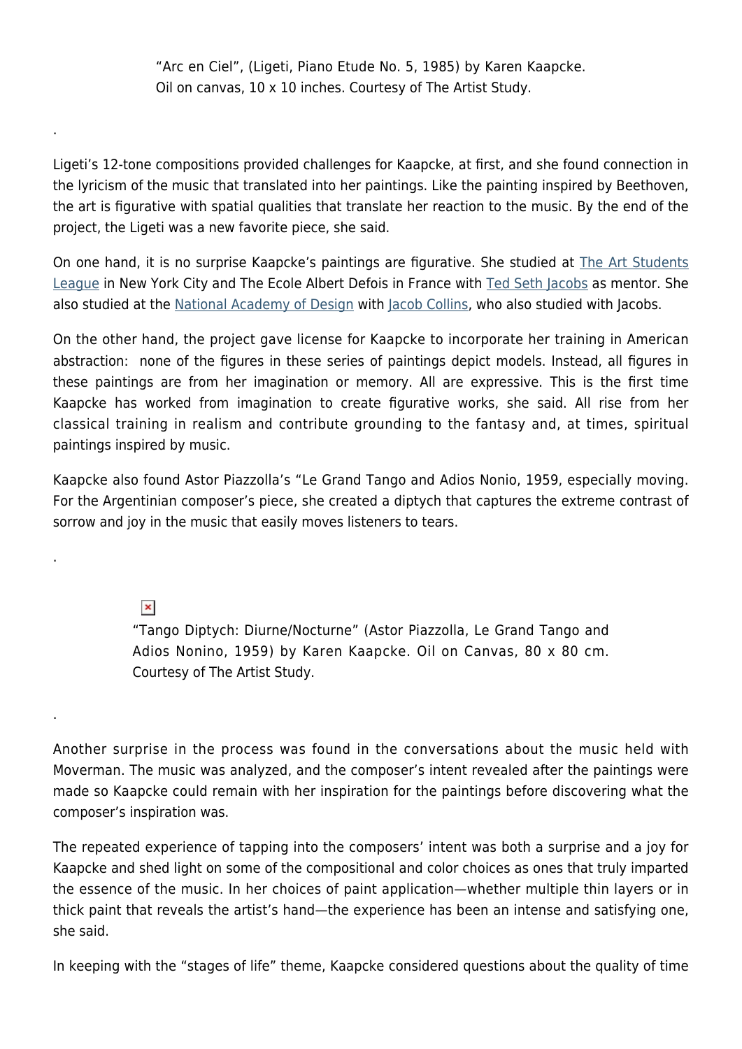"Arc en Ciel", (Ligeti, Piano Etude No. 5, 1985) by Karen Kaapcke. Oil on canvas, 10 x 10 inches. Courtesy of The Artist Study.

.

Ligeti's 12-tone compositions provided challenges for Kaapcke, at first, and she found connection in the lyricism of the music that translated into her paintings. Like the painting inspired by Beethoven, the art is figurative with spatial qualities that translate her reaction to the music. By the end of the project, the Ligeti was a new favorite piece, she said.

On one hand, it is no surprise Kaapcke's paintings are figurative. She studied at The Art Students League in New York City and The Ecole Albert Defois in France with Ted Seth Jacobs as mentor. She also studied at the National Academy of Design with Jacob Collins, who also studied with Jacobs.

On the other hand, the project gave license for Kaapcke to incorporate her training in American abstraction: none of the figures in these series of paintings depict models. Instead, all figures in these paintings are from her imagination or memory. All are expressive. This is the first time Kaapcke has worked from imagination to create figurative works, she said. All rise from her classical training in realism and contribute grounding to the fantasy and, at times, spiritual paintings inspired by music.

Kaapcke also found Astor Piazzolla's "Le Grand Tango and Adios Nonio, 1959, especially moving. For the Argentinian composer's piece, she created a diptych that captures the extreme contrast of sorrow and joy in the music that easily moves listeners to tears.

.

"Tango Diptych: Diurne/Nocturne" (Astor Piazzolla, Le Grand Tango and Adios Nonino, 1959) by Karen Kaapcke. Oil on Canvas, 80 x 80 cm. Courtesy of The Artist Study.

.

Another surprise in the process was found in the conversations about the music held with Moverman. The music was analyzed, and the composer's intent revealed after the paintings were made so Kaapcke could remain with her inspiration for the paintings before discovering what the composer's inspiration was.

The repeated experience of tapping into the composers' intent was both a surprise and a joy for Kaapcke and shed light on some of the compositional and color choices as ones that truly imparted the essence of the music. In her choices of paint application—whether multiple thin layers or in thick paint that reveals the artist's hand—the experience has been an intense and satisfying one, she said.

In keeping with the "stages of life" theme, Kaapcke considered questions about the quality of time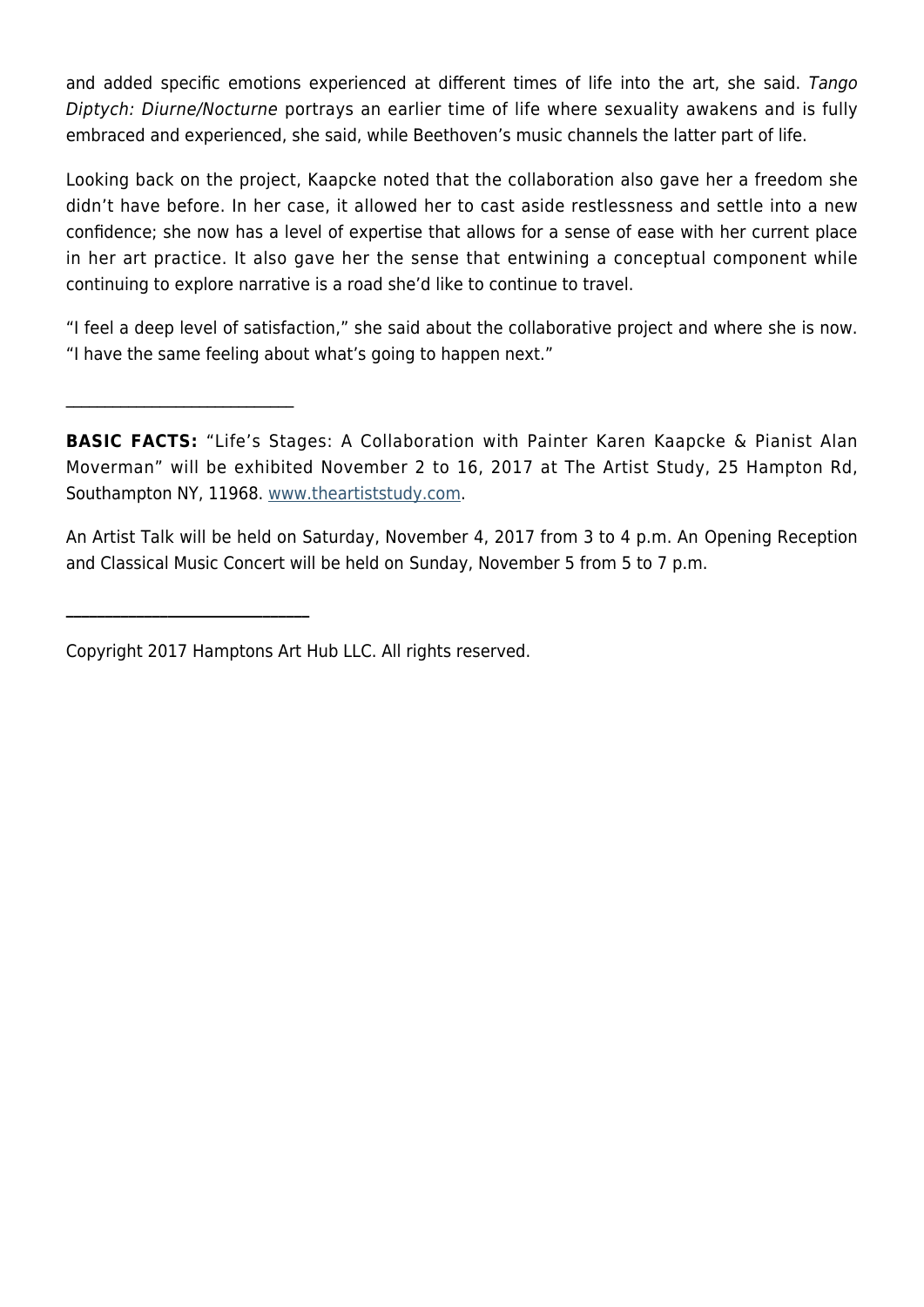and added specific emotions experienced at different times of life into the art, she said. *Tango Diptych: Diurne/Nocturne* portrays an earlier time of life where sexuality awakens and is fully embraced and experienced, she said, while Beethoven's music channels the latter part of life.

Looking back on the project, Kaapcke noted that the collaboration also gave her a freedom she didn't have before. In her case, it allowed her to cast aside restlessness and settle into a new confidence; she now has a level of expertise that allows for a sense of ease with her current place in her art practice. It also gave her the sense that entwining a conceptual component while continuing to explore narrative is a road she'd like to continue to travel.

"I feel a deep level of satisfaction," she said about the collaborative project and where she is now. "I have the same feeling about what's going to happen next."

---

**BASIC FACTS:** "Life's Stages: A Collaboration with Painter Karen Kaapcke & Pianist Alan Moverman" will be exhibited November 2 to 16, 2017 at The Artist Study, 25 Hampton Rd, Southampton NY, 11968. [www.theartiststudy.com](http://www.theartiststudy.com).

An Artist Talk will be held on Saturday, November 4, 2017 from 3 to 4 p.m. An Opening Reception and Classical Music Concert will be held on Sunday, November 5 from 5 to 7 p.m.

---

Copyright 2017 Hamptons Art Hub LLC. All rights reserved.